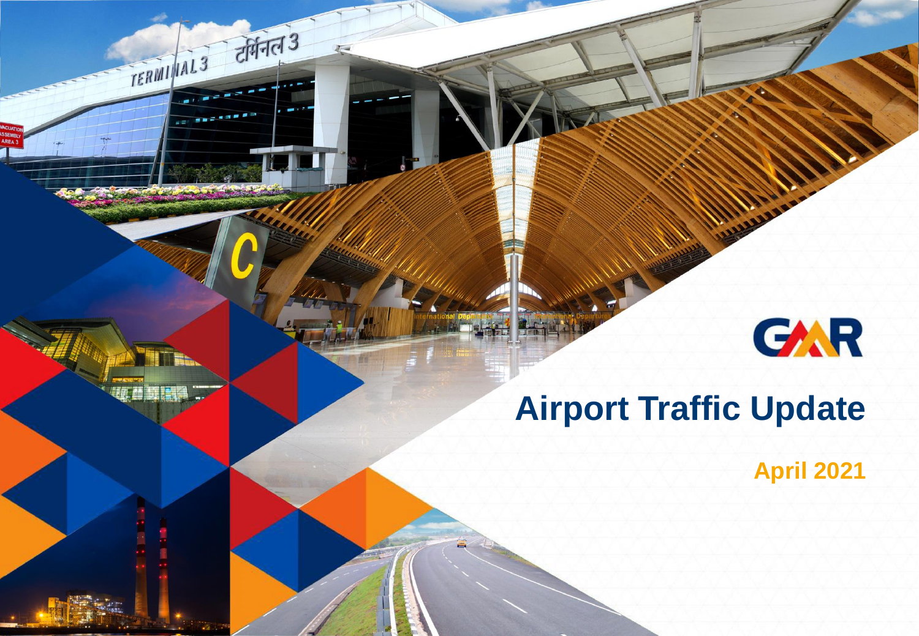GMR

# Airport Traffic Update

**April 2021**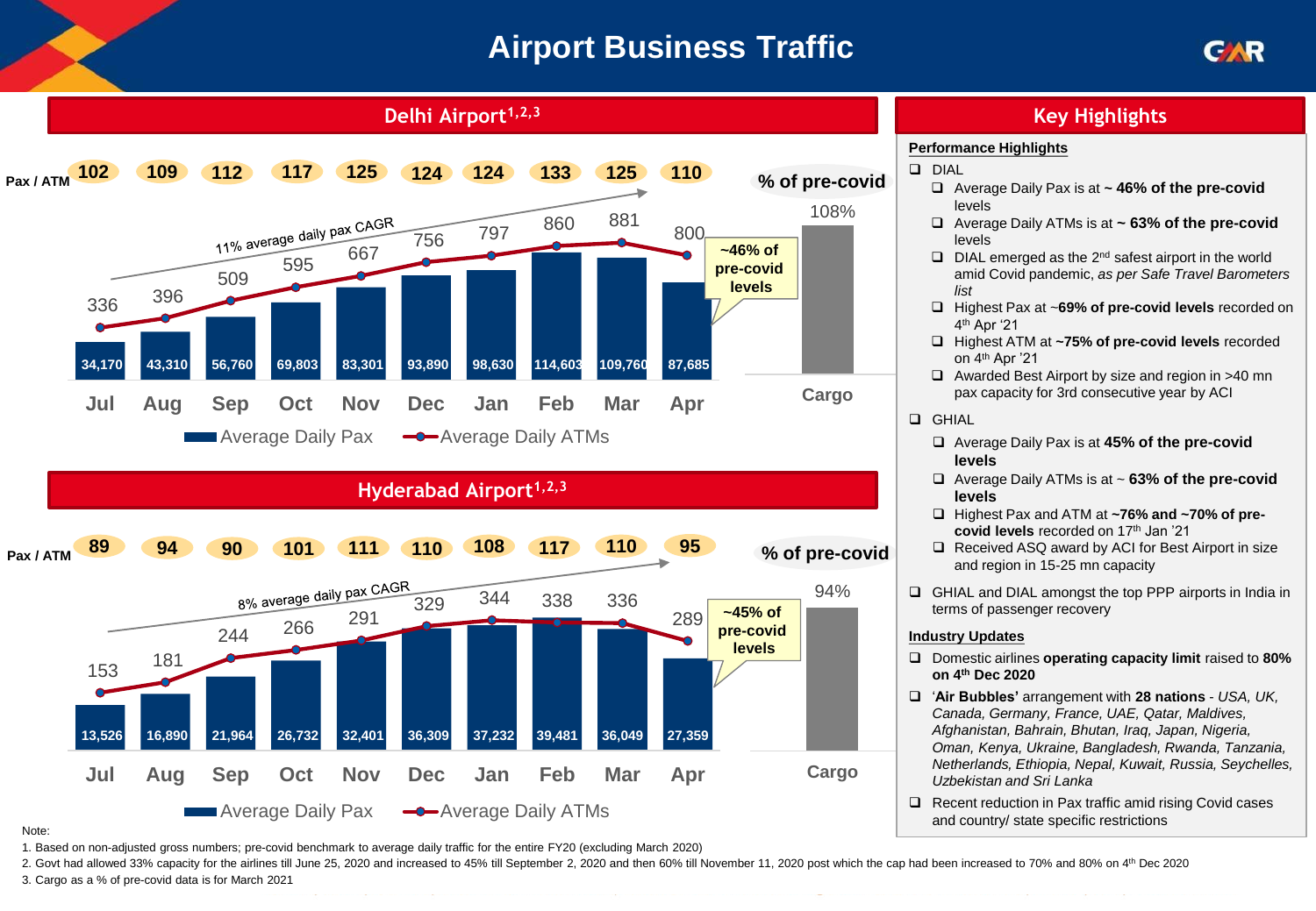# Airport Business Traffic

## Delhi Airport[1,2,3]

Pax / ATM: 102, 109, 112, 117, 125, 124, 124, 133, 125, 110

11% average daily pax CAGR

Average Daily ATMs: 336, 396, 509, 595, 667, 756, 797, 860, 881, 800

Average Daily Pax: 34,170, 43,310, 56,760, 69,803, 83,301, 93,890, 98,630, 114,603, 109,760, 87,685

Jul, Aug, Sep, Oct, Nov, Dec, Jan, Feb, Mar, Apr

~46% of pre-covid levels

% of pre-covid

108%

Cargo

Average Daily Pax — Average Daily ATMs

## Hyderabad Airport[1,2,3]

Pax / ATM: 89, 94, 90, 101, 111, 110, 108, 117, 110, 95

8% average daily pax CAGR

Average Daily ATMs: 153, 181, 244, 266, 291, 329, 344, 338, 336, 289

Average Daily Pax: 13,526, 16,890, 21,964, 26,732, 32,401, 36,309, 37,232, 39,481, 36,049, 27,359

Jul, Aug, Sep, Oct, Nov, Dec, Jan, Feb, Mar, Apr

~45% of pre-covid levels

% of pre-covid

94%

Cargo

Average Daily Pax — Average Daily ATMs

## Key Highlights

**Performance Highlights**

- DIAL
  - Average Daily Pax is at **~ 46% of the pre-covid** levels
  - Average Daily ATMs is at **~ 63% of the pre-covid** levels
  - DIAL emerged as the 2nd safest airport in the world amid Covid pandemic, *as per Safe Travel Barometers list*
  - Highest Pax at ~**69% of pre-covid levels** recorded on 4th Apr '21
  - Highest ATM at **~75% of pre-covid levels** recorded on 4th Apr '21
  - Awarded Best Airport by size and region in >40 mn pax capacity for 3rd consecutive year by ACI
- GHIAL
  - Average Daily Pax is at **45% of the pre-covid levels**
  - Average Daily ATMs is at ~ **63% of the pre-covid levels**
  - Highest Pax and ATM at **~76% and ~70% of pre-covid levels** recorded on 17th Jan '21
  - Received ASQ award by ACI for Best Airport in size and region in 15-25 mn capacity
- GHIAL and DIAL amongst the top PPP airports in India in terms of passenger recovery

**Industry Updates**

- Domestic airlines **operating capacity limit** raised to **80% on 4th Dec 2020**
- '**Air Bubbles**' arrangement with **28 nations** - *USA, UK, Canada, Germany, France, UAE, Qatar, Maldives, Afghanistan, Bahrain, Bhutan, Iraq, Japan, Nigeria, Oman, Kenya, Ukraine, Bangladesh, Rwanda, Tanzania, Netherlands, Ethiopia, Nepal, Kuwait, Russia, Seychelles, Uzbekistan and Sri Lanka*
- Recent reduction in Pax traffic amid rising Covid cases and country/ state specific restrictions

Note:

1. Based on non-adjusted gross numbers; pre-covid benchmark to average daily traffic for the entire FY20 (excluding March 2020)
2. Govt had allowed 33% capacity for the airlines till June 25, 2020 and increased to 45% till September 2, 2020 and then 60% till November 11, 2020 post which the cap had been increased to 70% and 80% on 4th Dec 2020
3. Cargo as a % of pre-covid data is for March 2021